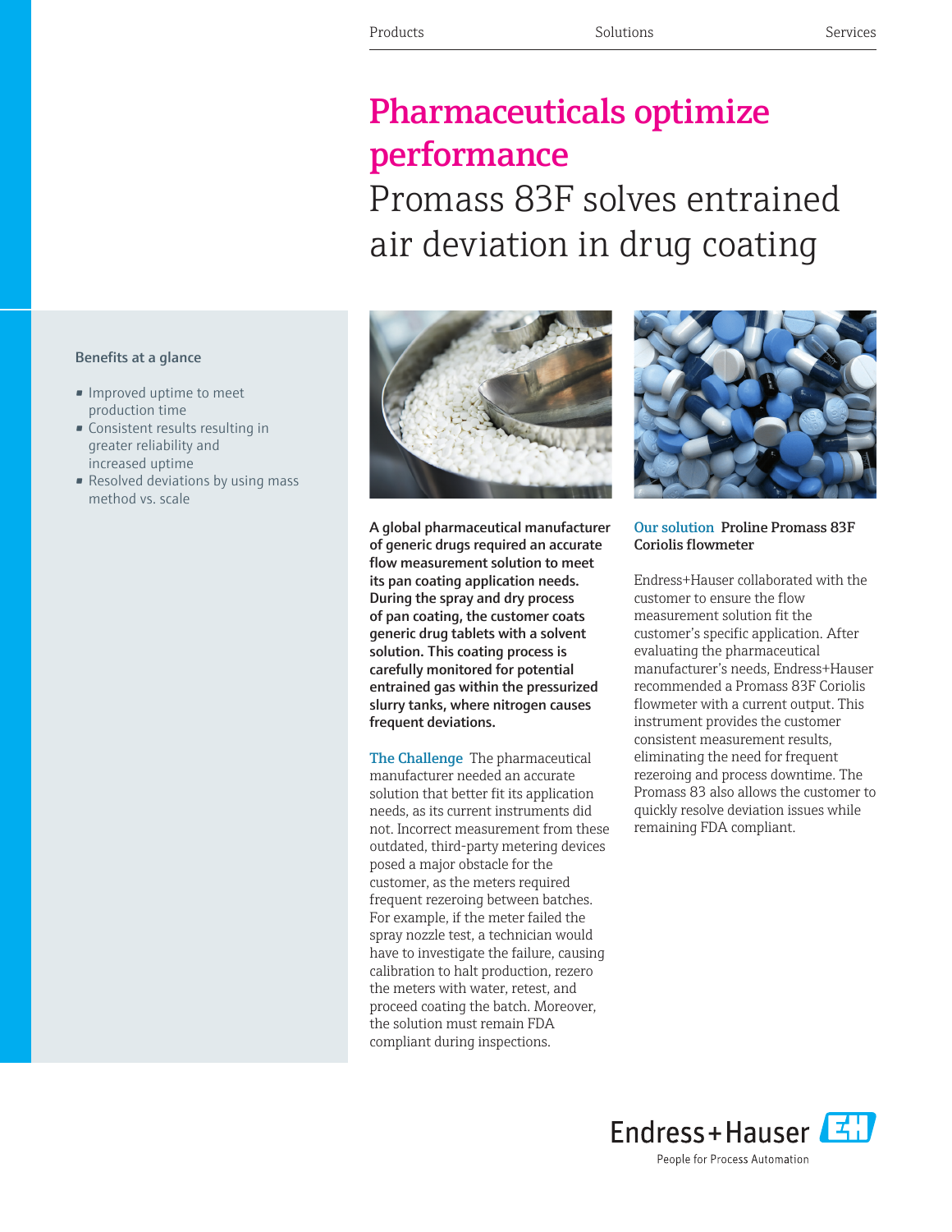Products Solutions Services

# Pharmaceuticals optimize performance

## Promass 83F solves entrained air deviation in drug coating

### Benefits at a glance

- Improved uptime to meet production time
- Consistent results resulting in greater reliability and increased uptime
- Resolved deviations by using mass method vs. scale

**A global pharmaceutical manufacturer of generic drugs required an accurate flow measurement solution to meet its pan coating application needs. During the spray and dry process of pan coating, the customer coats generic drug tablets with a solvent solution. This coating process is carefully monitored for potential entrained gas within the pressurized slurry tanks, where nitrogen causes frequent deviations.**

**The Challenge** The pharmaceutical manufacturer needed an accurate solution that better fit its application needs, as its current instruments did not. Incorrect measurement from these outdated, third-party metering devices posed a major obstacle for the customer, as the meters required frequent rezeroing between batches. For example, if the meter failed the spray nozzle test, a technician would have to investigate the failure, causing calibration to halt production, rezero the meters with water, retest, and proceed coating the batch. Moreover, the solution must remain FDA compliant during inspections.

**Our solution** **Proline Promass 83F Coriolis flowmeter**

Endress+Hauser collaborated with the customer to ensure the flow measurement solution fit the customer's specific application. After evaluating the pharmaceutical manufacturer's needs, Endress+Hauser recommended a Promass 83F Coriolis flowmeter with a current output. This instrument provides the customer consistent measurement results, eliminating the need for frequent rezeroing and process downtime. The Promass 83 also allows the customer to quickly resolve deviation issues while remaining FDA compliant.

Endress+Hauser
People for Process Automation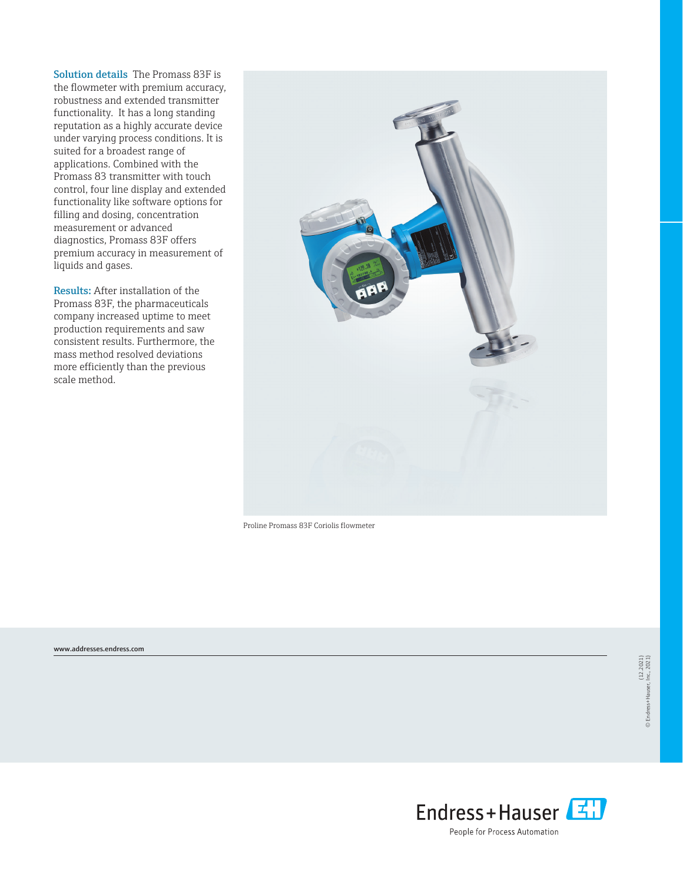**Solution details** The Promass 83F is the flowmeter with premium accuracy, robustness and extended transmitter functionality. It has a long standing reputation as a highly accurate device under varying process conditions. It is suited for a broadest range of applications. Combined with the Promass 83 transmitter with touch control, four line display and extended functionality like software options for filling and dosing, concentration measurement or advanced diagnostics, Promass 83F offers premium accuracy in measurement of liquids and gases.

**Results:** After installation of the Promass 83F, the pharmaceuticals company increased uptime to meet production requirements and saw consistent results. Furthermore, the mass method resolved deviations more efficiently than the previous scale method.

Proline Promass 83F Coriolis flowmeter

www.addresses.endress.com

(12.2021)
© Endress+Hauser, Inc., 2021

Endress+Hauser
People for Process Automation